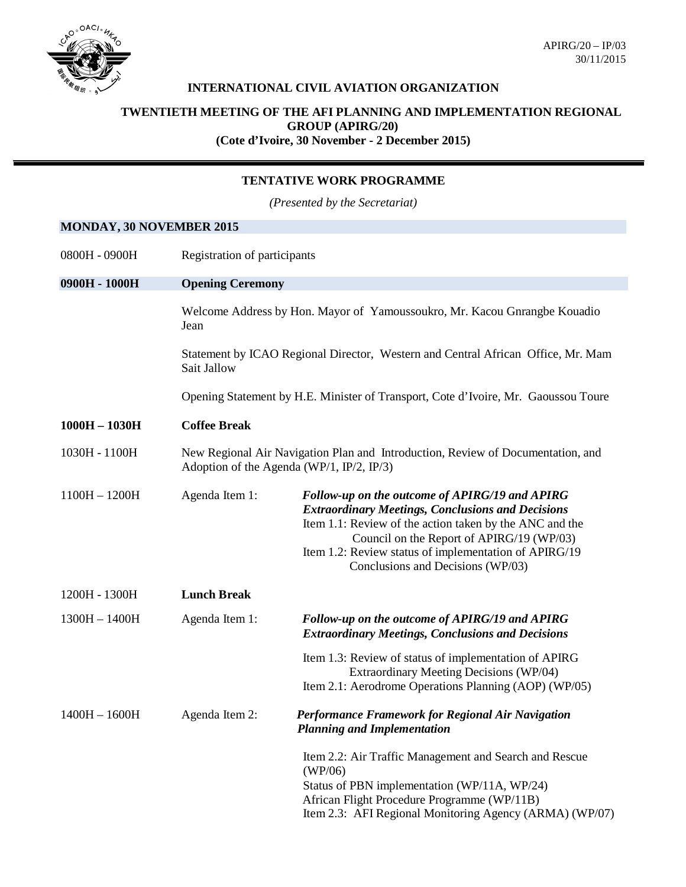APIRG/20 – IP/03
30/11/2015

**INTERNATIONAL CIVIL AVIATION ORGANIZATION**

**TWENTIETH MEETING OF THE AFI PLANNING AND IMPLEMENTATION REGIONAL GROUP (APIRG/20)**
**(Cote d'Ivoire, 30 November - 2 December 2015)**

## TENTATIVE WORK PROGRAMME

*(Presented by the Secretariat)*

### MONDAY, 30 NOVEMBER 2015

| | | |
|---|---|---|
| 0800H - 0900H | Registration of participants | |
| **0900H - 1000H** | **Opening Ceremony** | |
| | Welcome Address by Hon. Mayor of Yamoussoukro, Mr. Kacou Gnrangbe Kouadio Jean | |
| | Statement by ICAO Regional Director, Western and Central African Office, Mr. Mam Sait Jallow | |
| | Opening Statement by H.E. Minister of Transport, Cote d'Ivoire, Mr. Gaoussou Toure | |
| **1000H – 1030H** | **Coffee Break** | |
| 1030H - 1100H | New Regional Air Navigation Plan and Introduction, Review of Documentation, and Adoption of the Agenda (WP/1, IP/2, IP/3) | |
| 1100H – 1200H | Agenda Item 1: | ***Follow-up on the outcome of APIRG/19 and APIRG Extraordinary Meetings, Conclusions and Decisions*** <br> Item 1.1: Review of the action taken by the ANC and the Council on the Report of APIRG/19 (WP/03) <br> Item 1.2: Review status of implementation of APIRG/19 Conclusions and Decisions (WP/03) |
| 1200H - 1300H | **Lunch Break** | |
| 1300H – 1400H | Agenda Item 1: | ***Follow-up on the outcome of APIRG/19 and APIRG Extraordinary Meetings, Conclusions and Decisions*** <br> Item 1.3: Review of status of implementation of APIRG Extraordinary Meeting Decisions (WP/04) <br> Item 2.1: Aerodrome Operations Planning (AOP) (WP/05) |
| 1400H – 1600H | Agenda Item 2: | ***Performance Framework for Regional Air Navigation Planning and Implementation*** <br> Item 2.2: Air Traffic Management and Search and Rescue (WP/06) <br> Status of PBN implementation (WP/11A, WP/24) <br> African Flight Procedure Programme (WP/11B) <br> Item 2.3: AFI Regional Monitoring Agency (ARMA) (WP/07) |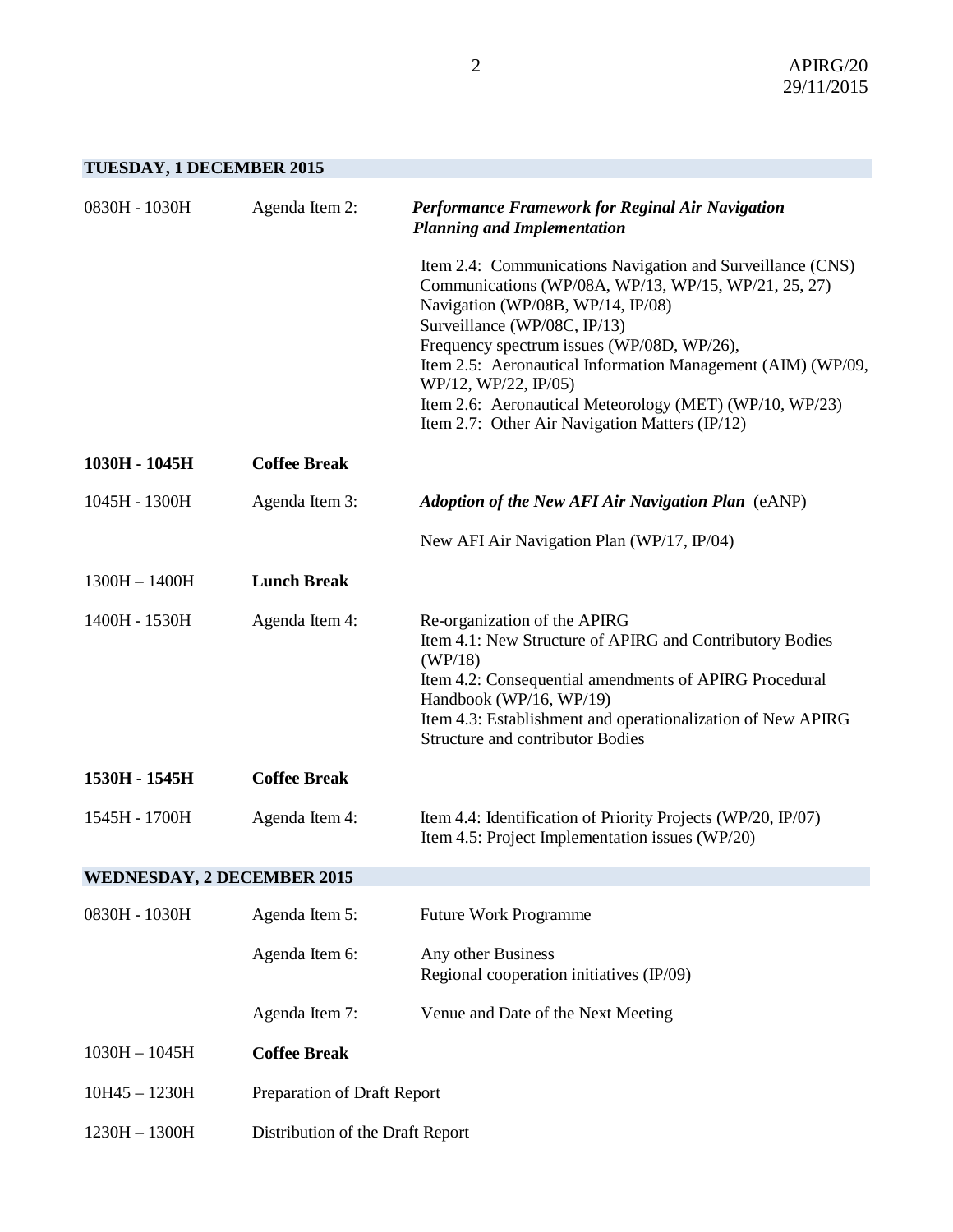## TUESDAY, 1 DECEMBER 2015

| | | |
|---|---|---|
| 0830H - 1030H | Agenda Item 2: | ***Performance Framework for Reginal Air Navigation Planning and Implementation*** |
| | | Item 2.4: Communications Navigation and Surveillance (CNS)<br>Communications (WP/08A, WP/13, WP/15, WP/21, 25, 27)<br>Navigation (WP/08B, WP/14, IP/08)<br>Surveillance (WP/08C, IP/13)<br>Frequency spectrum issues (WP/08D, WP/26),<br>Item 2.5: Aeronautical Information Management (AIM) (WP/09, WP/12, WP/22, IP/05)<br>Item 2.6: Aeronautical Meteorology (MET) (WP/10, WP/23)<br>Item 2.7: Other Air Navigation Matters (IP/12) |
| **1030H - 1045H** | **Coffee Break** | |
| 1045H - 1300H | Agenda Item 3: | ***Adoption of the New AFI Air Navigation Plan*** (eANP) |
| | | New AFI Air Navigation Plan (WP/17, IP/04) |
| 1300H – 1400H | **Lunch Break** | |
| 1400H - 1530H | Agenda Item 4: | Re-organization of the APIRG<br>Item 4.1: New Structure of APIRG and Contributory Bodies (WP/18)<br>Item 4.2: Consequential amendments of APIRG Procedural Handbook (WP/16, WP/19)<br>Item 4.3: Establishment and operationalization of New APIRG Structure and contributor Bodies |
| **1530H - 1545H** | **Coffee Break** | |
| 1545H - 1700H | Agenda Item 4: | Item 4.4: Identification of Priority Projects (WP/20, IP/07)<br>Item 4.5: Project Implementation issues (WP/20) |

## WEDNESDAY, 2 DECEMBER 2015

| | | |
|---|---|---|
| 0830H - 1030H | Agenda Item 5: | Future Work Programme |
| | Agenda Item 6: | Any other Business<br>Regional cooperation initiatives (IP/09) |
| | Agenda Item 7: | Venue and Date of the Next Meeting |
| 1030H – 1045H | **Coffee Break** | |
| 10H45 – 1230H | Preparation of Draft Report | |
| 1230H – 1300H | Distribution of the Draft Report | |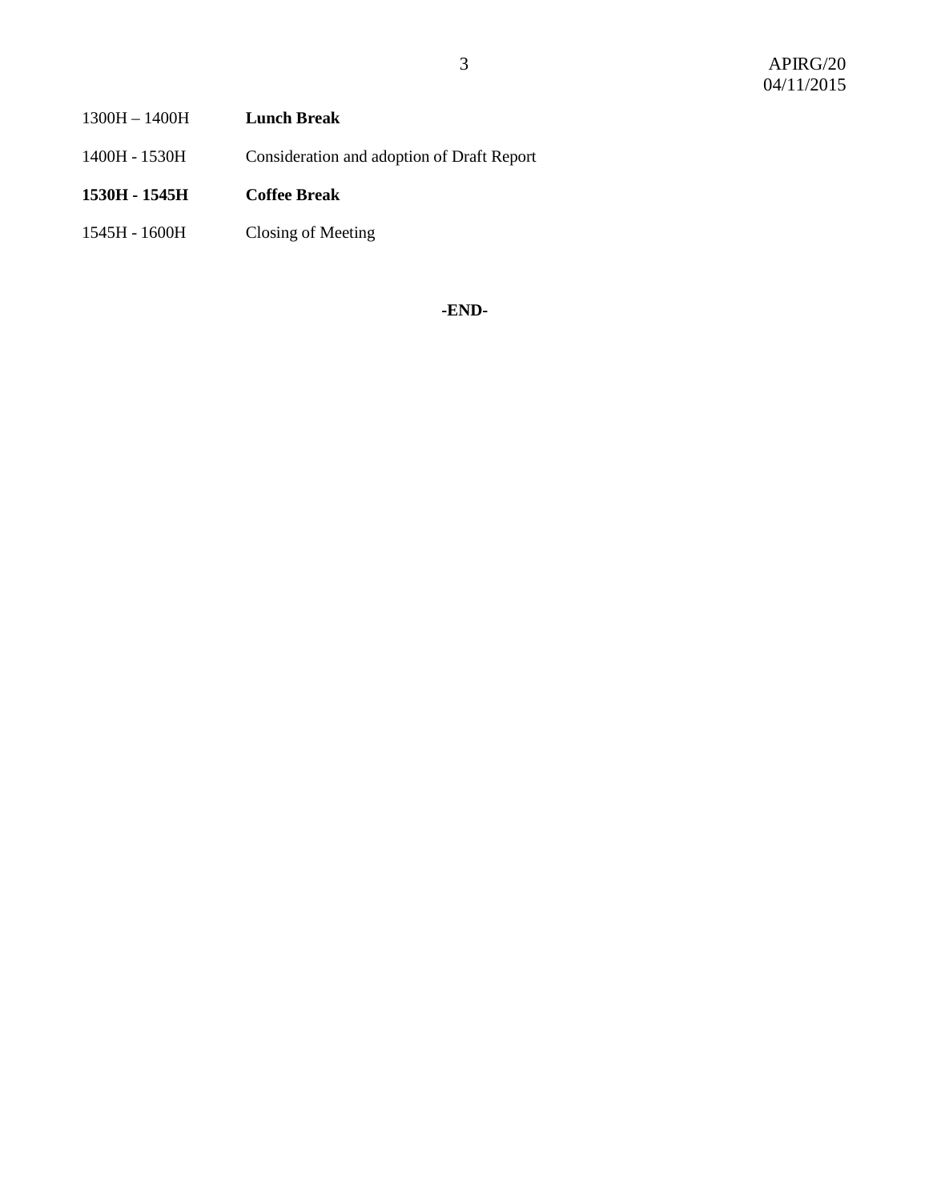| | |
|---|---|
| 1300H – 1400H | **Lunch Break** |
| 1400H - 1530H | Consideration and adoption of Draft Report |
| **1530H - 1545H** | **Coffee Break** |
| 1545H - 1600H | Closing of Meeting |

**-END-**